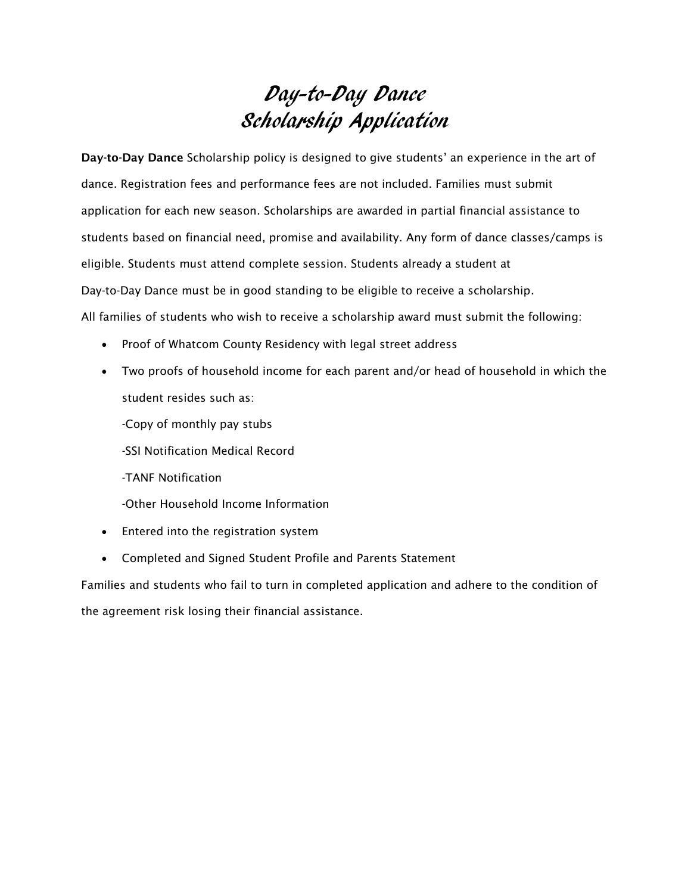# *Day-to-Day Dance*
# *Scholarship Application*

**Day-to-Day Dance** Scholarship policy is designed to give students' an experience in the art of dance. Registration fees and performance fees are not included. Families must submit application for each new season. Scholarships are awarded in partial financial assistance to students based on financial need, promise and availability. Any form of dance classes/camps is eligible. Students must attend complete session. Students already a student at Day-to-Day Dance must be in good standing to be eligible to receive a scholarship.

All families of students who wish to receive a scholarship award must submit the following:

- Proof of Whatcom County Residency with legal street address
- Two proofs of household income for each parent and/or head of household in which the student resides such as:
  - -Copy of monthly pay stubs
  - -SSI Notification Medical Record
  - -TANF Notification
  - -Other Household Income Information
- Entered into the registration system
- Completed and Signed Student Profile and Parents Statement

Families and students who fail to turn in completed application and adhere to the condition of the agreement risk losing their financial assistance.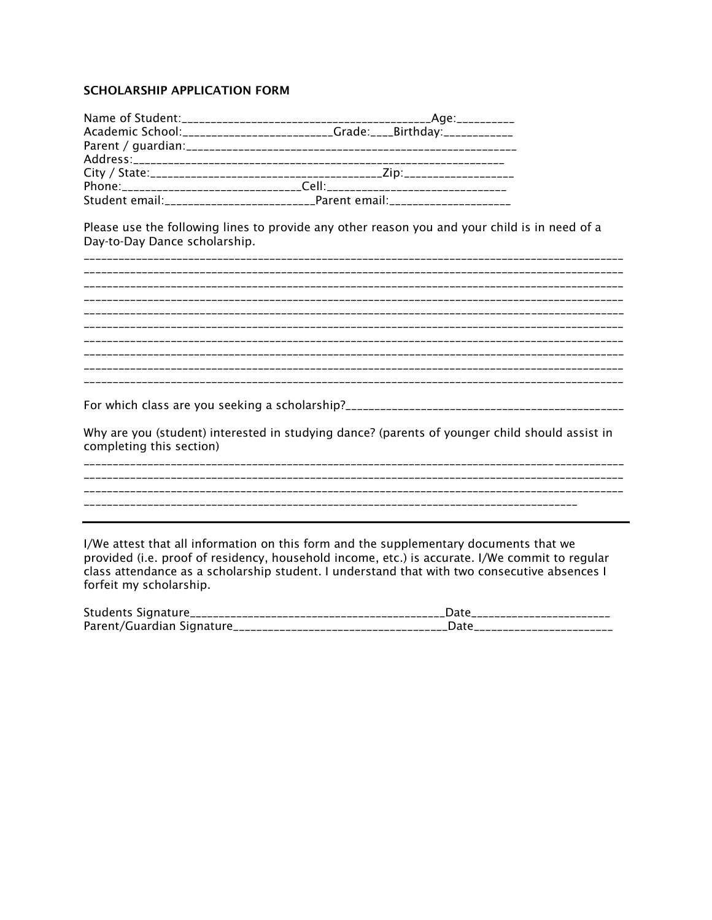**SCHOLARSHIP APPLICATION FORM**

Name of Student:_________________________________________Age:__________
Academic School:_________________________Grade:____Birthday:____________
Parent / guardian:________________________________________________________
Address:____________________________________________________________
City / State:________________________________________Zip:__________________
Phone:_____________________________Cell:_______________________________
Student email:_________________________Parent email:____________________

Please use the following lines to provide any other reason you and your child is in need of a Day-to-Day Dance scholarship.

___________________________________________________________________________________________
___________________________________________________________________________________________
___________________________________________________________________________________________
___________________________________________________________________________________________
___________________________________________________________________________________________
___________________________________________________________________________________________
___________________________________________________________________________________________
___________________________________________________________________________________________
___________________________________________________________________________________________
___________________________________________________________________________________________

For which class are you seeking a scholarship?_______________________________________________

Why are you (student) interested in studying dance? (parents of younger child should assist in completing this section)

___________________________________________________________________________________________
___________________________________________________________________________________________
___________________________________________________________________________________________
____________________________________________________________________________________

---

I/We attest that all information on this form and the supplementary documents that we provided (i.e. proof of residency, household income, etc.) is accurate. I/We commit to regular class attendance as a scholarship student. I understand that with two consecutive absences I forfeit my scholarship.

Students Signature___________________________________________Date________________________
Parent/Guardian Signature____________________________________Date________________________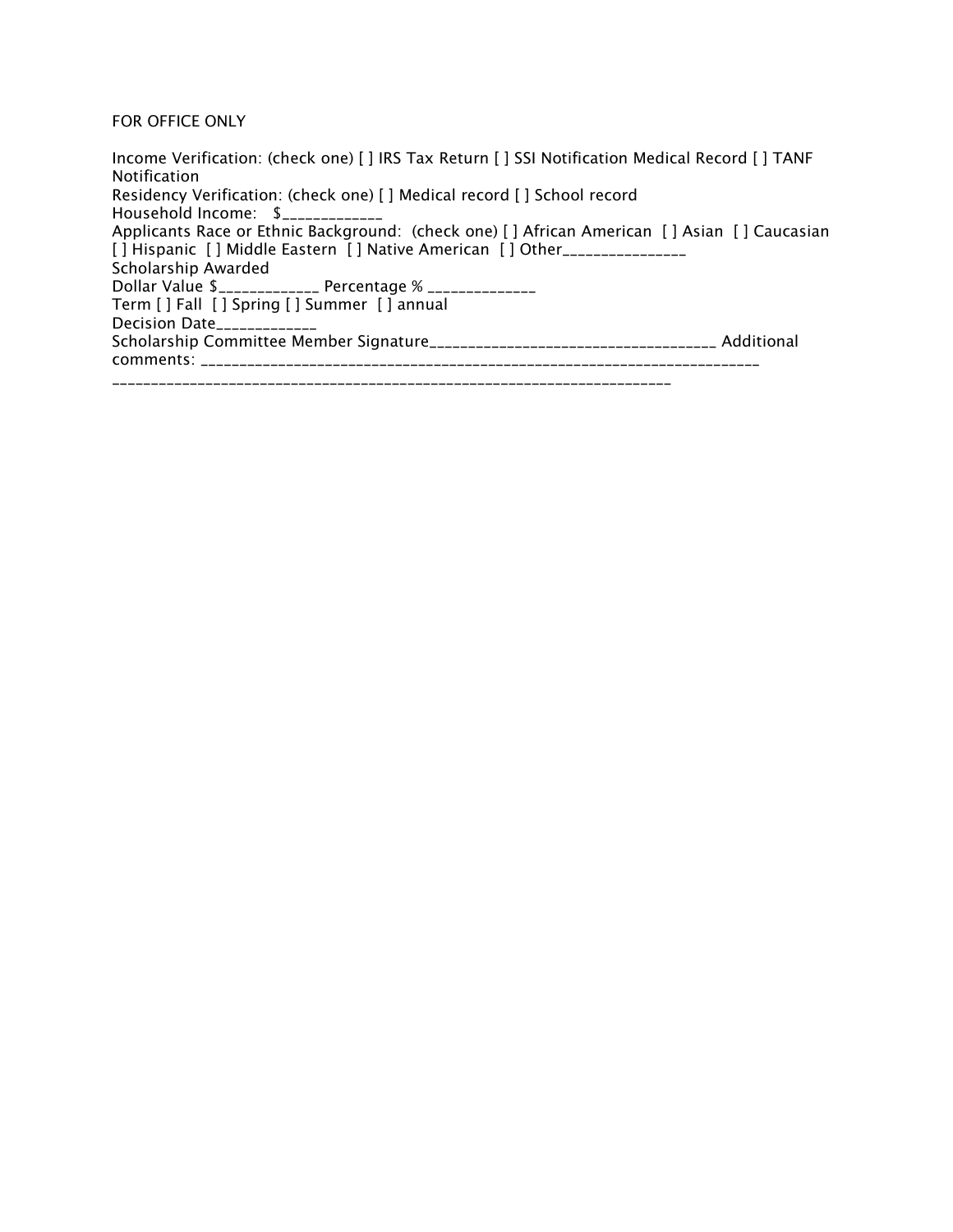FOR OFFICE ONLY

Income Verification: (check one) [ ] IRS Tax Return [ ] SSI Notification Medical Record [ ] TANF Notification
Residency Verification: (check one) [ ] Medical record [ ] School record
Household Income: $____________
Applicants Race or Ethnic Background: (check one) [ ] African American [ ] Asian [ ] Caucasian [ ] Hispanic [ ] Middle Eastern [ ] Native American [ ] Other_______________
Scholarship Awarded
Dollar Value $____________ Percentage % _____________
Term [ ] Fall [ ] Spring [ ] Summer [ ] annual
Decision Date____________
Scholarship Committee Member Signature___________________________________ Additional comments: ______________________________________________________________________
_______________________________________________________________________